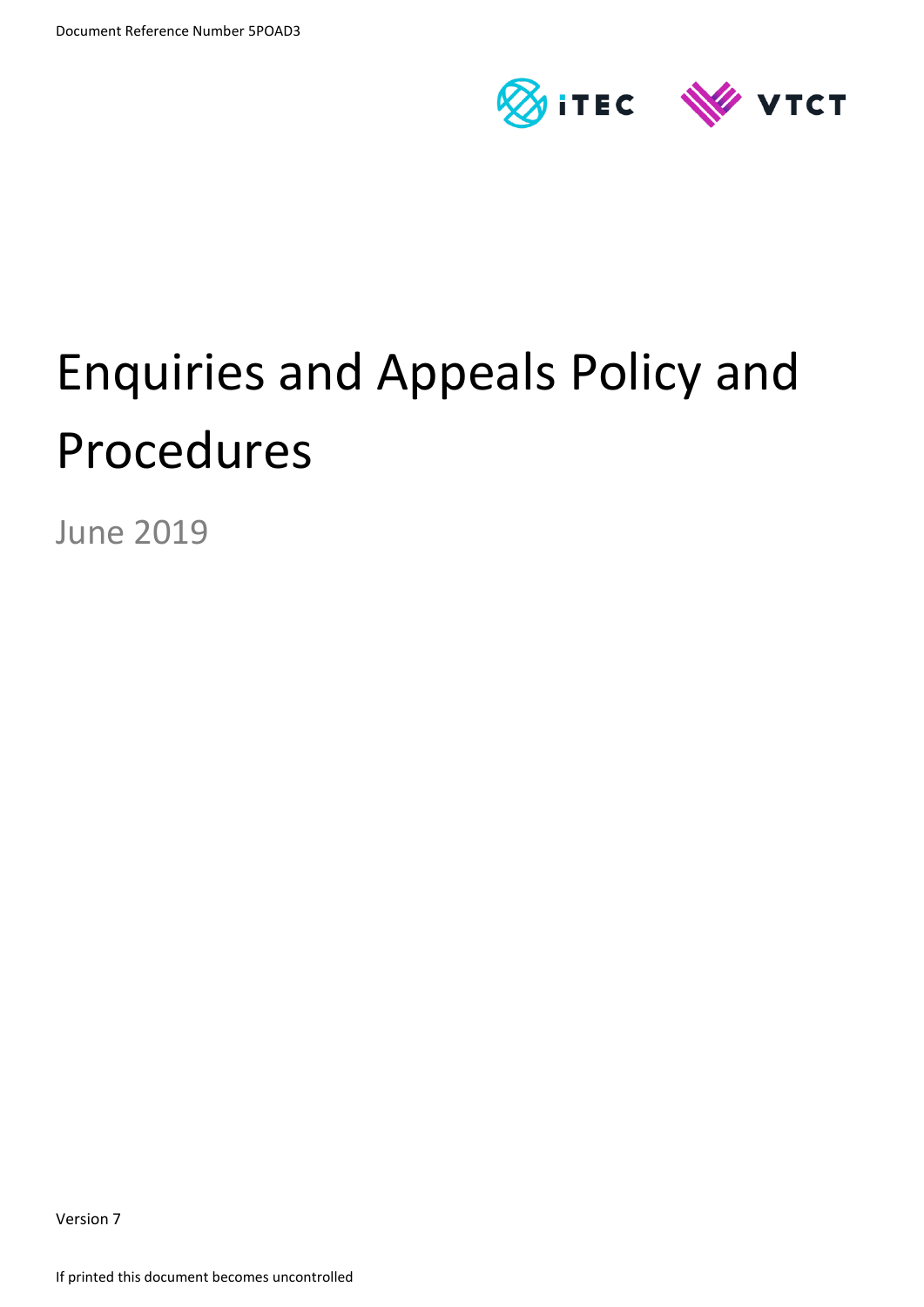Document Reference Number 5POAD3

iTEC VTCT

# Enquiries and Appeals Policy and Procedures

June 2019

Version 7

If printed this document becomes uncontrolled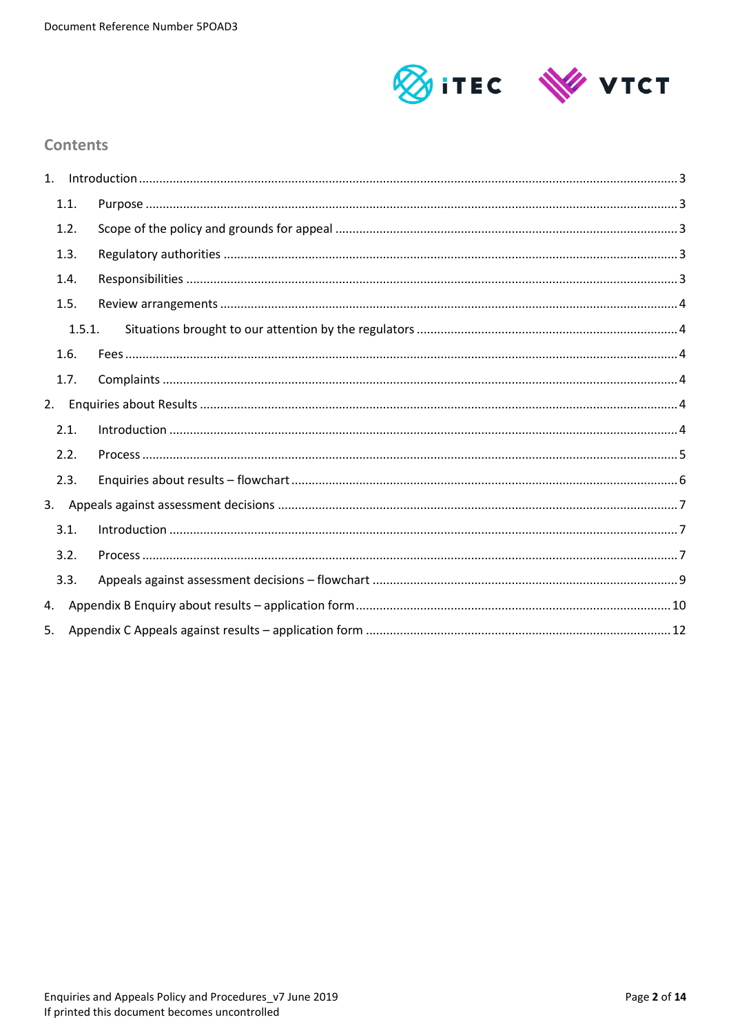## Contents

1. Introduction ..... 3
   - 1.1. Purpose ..... 3
   - 1.2. Scope of the policy and grounds for appeal ..... 3
   - 1.3. Regulatory authorities ..... 3
   - 1.4. Responsibilities ..... 3
   - 1.5. Review arrangements ..... 4
     - 1.5.1. Situations brought to our attention by the regulators ..... 4
   - 1.6. Fees ..... 4
   - 1.7. Complaints ..... 4
2. Enquiries about Results ..... 4
   - 2.1. Introduction ..... 4
   - 2.2. Process ..... 5
   - 2.3. Enquiries about results – flowchart ..... 6
3. Appeals against assessment decisions ..... 7
   - 3.1. Introduction ..... 7
   - 3.2. Process ..... 7
   - 3.3. Appeals against assessment decisions – flowchart ..... 9
4. Appendix B Enquiry about results – application form ..... 10
5. Appendix C Appeals against results – application form ..... 12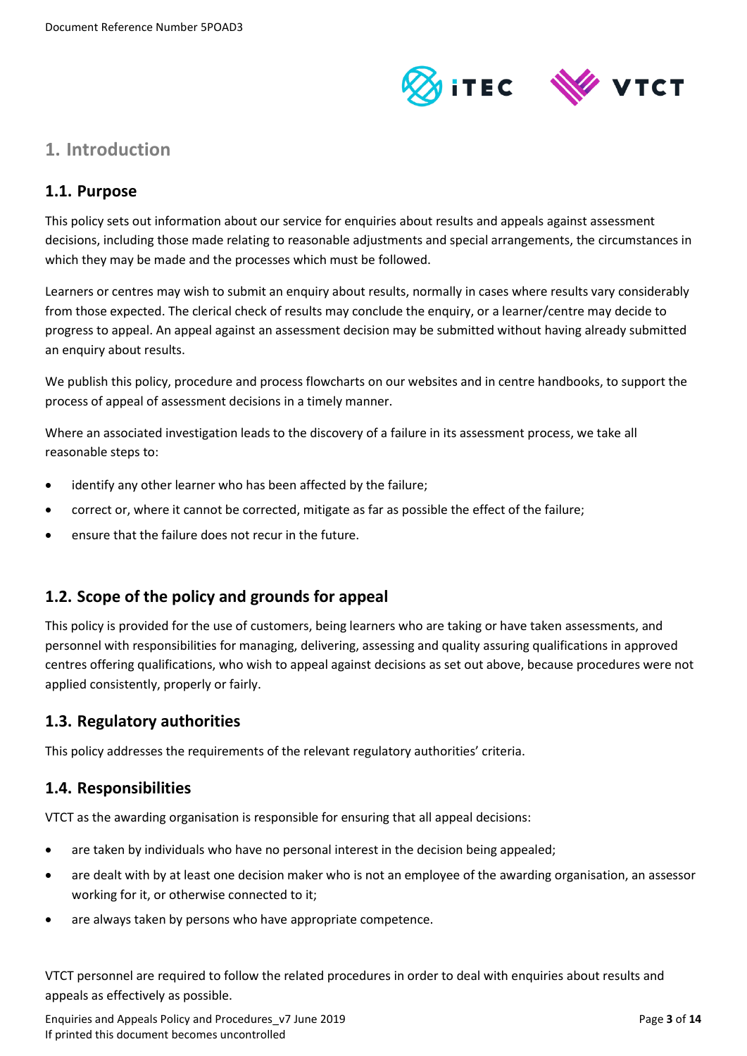# 1. Introduction

## 1.1. Purpose

This policy sets out information about our service for enquiries about results and appeals against assessment decisions, including those made relating to reasonable adjustments and special arrangements, the circumstances in which they may be made and the processes which must be followed.

Learners or centres may wish to submit an enquiry about results, normally in cases where results vary considerably from those expected. The clerical check of results may conclude the enquiry, or a learner/centre may decide to progress to appeal. An appeal against an assessment decision may be submitted without having already submitted an enquiry about results.

We publish this policy, procedure and process flowcharts on our websites and in centre handbooks, to support the process of appeal of assessment decisions in a timely manner.

Where an associated investigation leads to the discovery of a failure in its assessment process, we take all reasonable steps to:

- identify any other learner who has been affected by the failure;
- correct or, where it cannot be corrected, mitigate as far as possible the effect of the failure;
- ensure that the failure does not recur in the future.

## 1.2. Scope of the policy and grounds for appeal

This policy is provided for the use of customers, being learners who are taking or have taken assessments, and personnel with responsibilities for managing, delivering, assessing and quality assuring qualifications in approved centres offering qualifications, who wish to appeal against decisions as set out above, because procedures were not applied consistently, properly or fairly.

## 1.3. Regulatory authorities

This policy addresses the requirements of the relevant regulatory authorities' criteria.

## 1.4. Responsibilities

VTCT as the awarding organisation is responsible for ensuring that all appeal decisions:

- are taken by individuals who have no personal interest in the decision being appealed;
- are dealt with by at least one decision maker who is not an employee of the awarding organisation, an assessor working for it, or otherwise connected to it;
- are always taken by persons who have appropriate competence.

VTCT personnel are required to follow the related procedures in order to deal with enquiries about results and appeals as effectively as possible.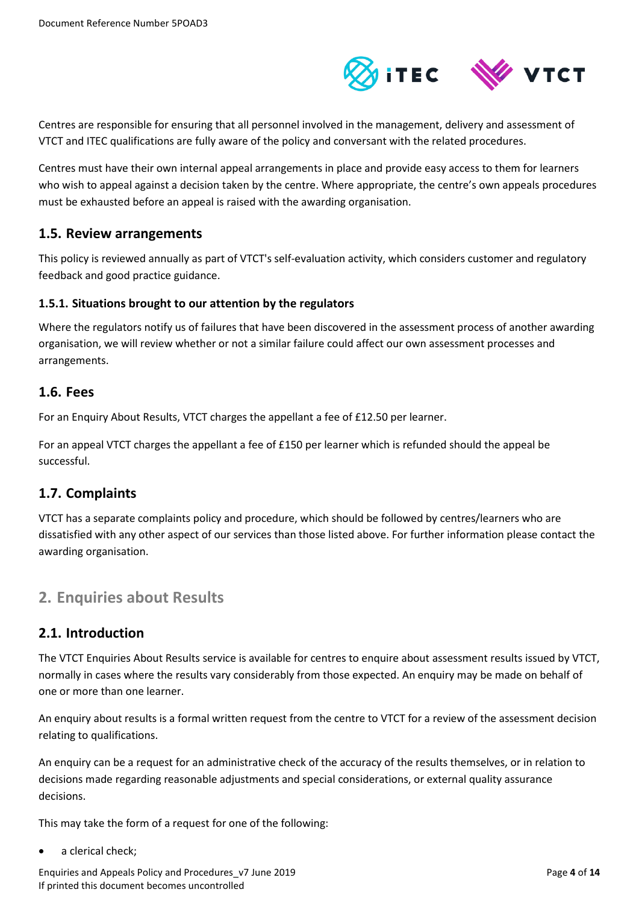Centres are responsible for ensuring that all personnel involved in the management, delivery and assessment of VTCT and ITEC qualifications are fully aware of the policy and conversant with the related procedures.

Centres must have their own internal appeal arrangements in place and provide easy access to them for learners who wish to appeal against a decision taken by the centre. Where appropriate, the centre's own appeals procedures must be exhausted before an appeal is raised with the awarding organisation.

### 1.5. Review arrangements

This policy is reviewed annually as part of VTCT's self-evaluation activity, which considers customer and regulatory feedback and good practice guidance.

#### 1.5.1. Situations brought to our attention by the regulators

Where the regulators notify us of failures that have been discovered in the assessment process of another awarding organisation, we will review whether or not a similar failure could affect our own assessment processes and arrangements.

### 1.6. Fees

For an Enquiry About Results, VTCT charges the appellant a fee of £12.50 per learner.

For an appeal VTCT charges the appellant a fee of £150 per learner which is refunded should the appeal be successful.

### 1.7. Complaints

VTCT has a separate complaints policy and procedure, which should be followed by centres/learners who are dissatisfied with any other aspect of our services than those listed above. For further information please contact the awarding organisation.

## 2. Enquiries about Results

### 2.1. Introduction

The VTCT Enquiries About Results service is available for centres to enquire about assessment results issued by VTCT, normally in cases where the results vary considerably from those expected. An enquiry may be made on behalf of one or more than one learner.

An enquiry about results is a formal written request from the centre to VTCT for a review of the assessment decision relating to qualifications.

An enquiry can be a request for an administrative check of the accuracy of the results themselves, or in relation to decisions made regarding reasonable adjustments and special considerations, or external quality assurance decisions.

This may take the form of a request for one of the following:

- a clerical check;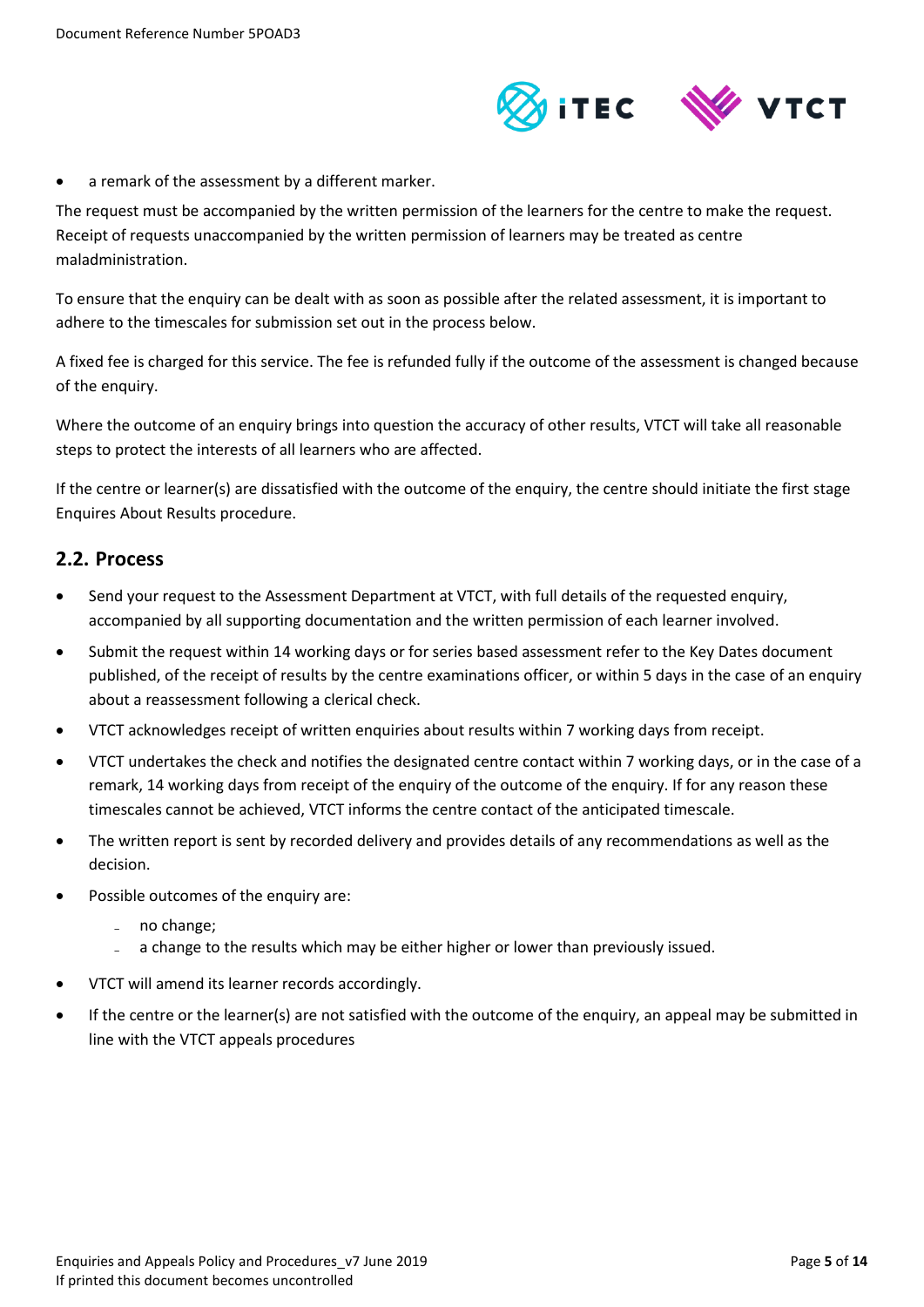- a remark of the assessment by a different marker.

The request must be accompanied by the written permission of the learners for the centre to make the request. Receipt of requests unaccompanied by the written permission of learners may be treated as centre maladministration.

To ensure that the enquiry can be dealt with as soon as possible after the related assessment, it is important to adhere to the timescales for submission set out in the process below.

A fixed fee is charged for this service. The fee is refunded fully if the outcome of the assessment is changed because of the enquiry.

Where the outcome of an enquiry brings into question the accuracy of other results, VTCT will take all reasonable steps to protect the interests of all learners who are affected.

If the centre or learner(s) are dissatisfied with the outcome of the enquiry, the centre should initiate the first stage Enquires About Results procedure.

## 2.2. Process

- Send your request to the Assessment Department at VTCT, with full details of the requested enquiry, accompanied by all supporting documentation and the written permission of each learner involved.
- Submit the request within 14 working days or for series based assessment refer to the Key Dates document published, of the receipt of results by the centre examinations officer, or within 5 days in the case of an enquiry about a reassessment following a clerical check.
- VTCT acknowledges receipt of written enquiries about results within 7 working days from receipt.
- VTCT undertakes the check and notifies the designated centre contact within 7 working days, or in the case of a remark, 14 working days from receipt of the enquiry of the outcome of the enquiry. If for any reason these timescales cannot be achieved, VTCT informs the centre contact of the anticipated timescale.
- The written report is sent by recorded delivery and provides details of any recommendations as well as the decision.
- Possible outcomes of the enquiry are:
  - no change;
  - a change to the results which may be either higher or lower than previously issued.
- VTCT will amend its learner records accordingly.
- If the centre or the learner(s) are not satisfied with the outcome of the enquiry, an appeal may be submitted in line with the VTCT appeals procedures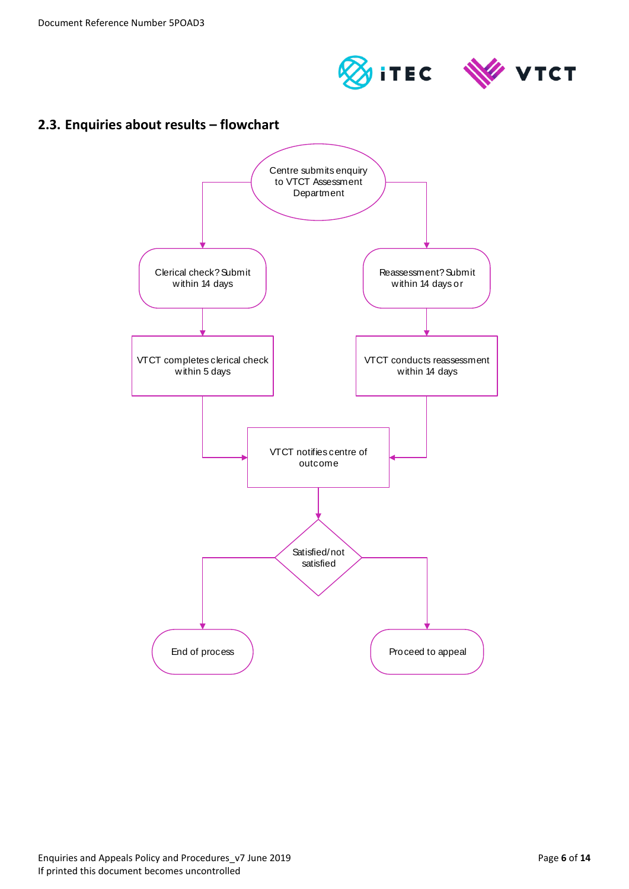## 2.3. Enquiries about results – flowchart

Centre submits enquiry to VTCT Assessment Department

Clerical check? Submit within 14 days

Reassessment? Submit within 14 days or

VTCT completes clerical check within 5 days

VTCT conducts reassessment within 14 days

VTCT notifies centre of outcome

Satisfied/not satisfied

End of process

Proceed to appeal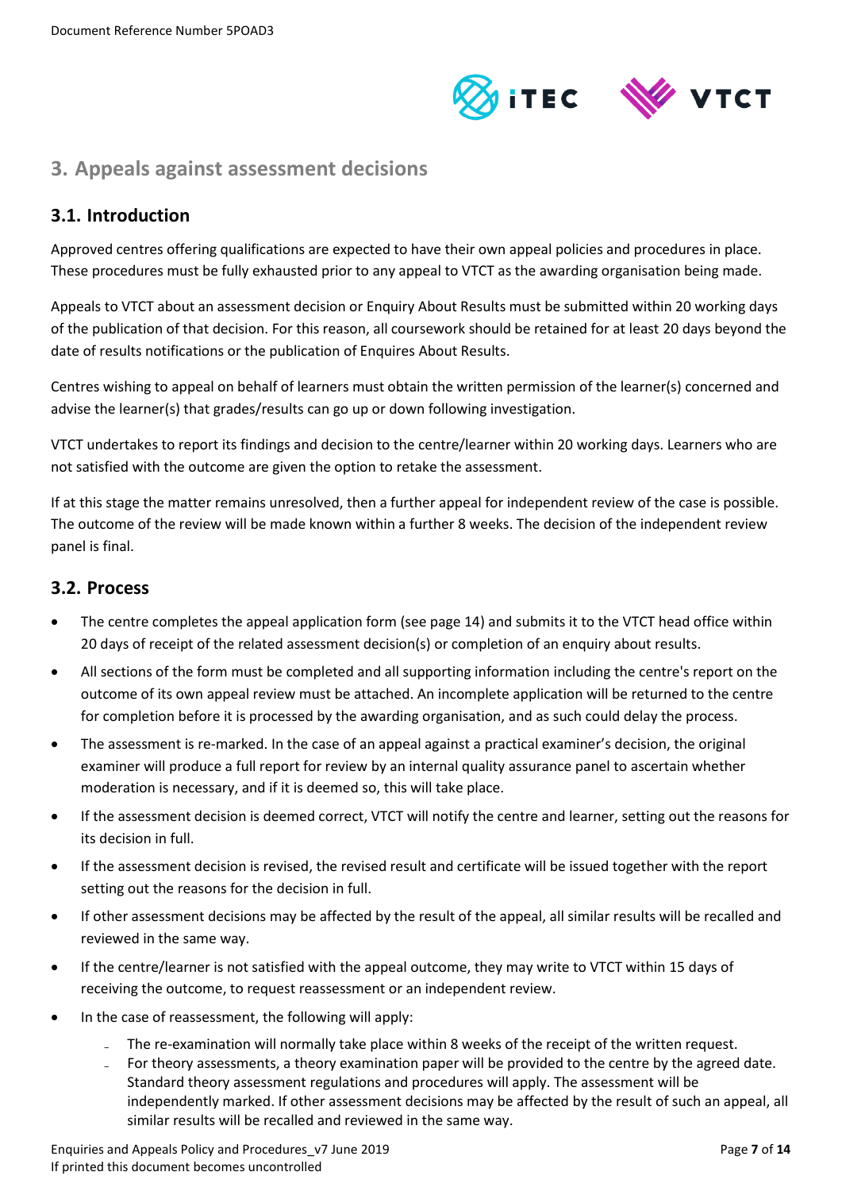## 3. Appeals against assessment decisions

### 3.1. Introduction

Approved centres offering qualifications are expected to have their own appeal policies and procedures in place. These procedures must be fully exhausted prior to any appeal to VTCT as the awarding organisation being made.

Appeals to VTCT about an assessment decision or Enquiry About Results must be submitted within 20 working days of the publication of that decision. For this reason, all coursework should be retained for at least 20 days beyond the date of results notifications or the publication of Enquires About Results.

Centres wishing to appeal on behalf of learners must obtain the written permission of the learner(s) concerned and advise the learner(s) that grades/results can go up or down following investigation.

VTCT undertakes to report its findings and decision to the centre/learner within 20 working days. Learners who are not satisfied with the outcome are given the option to retake the assessment.

If at this stage the matter remains unresolved, then a further appeal for independent review of the case is possible. The outcome of the review will be made known within a further 8 weeks. The decision of the independent review panel is final.

### 3.2. Process

- The centre completes the appeal application form (see page 14) and submits it to the VTCT head office within 20 days of receipt of the related assessment decision(s) or completion of an enquiry about results.
- All sections of the form must be completed and all supporting information including the centre's report on the outcome of its own appeal review must be attached. An incomplete application will be returned to the centre for completion before it is processed by the awarding organisation, and as such could delay the process.
- The assessment is re-marked. In the case of an appeal against a practical examiner's decision, the original examiner will produce a full report for review by an internal quality assurance panel to ascertain whether moderation is necessary, and if it is deemed so, this will take place.
- If the assessment decision is deemed correct, VTCT will notify the centre and learner, setting out the reasons for its decision in full.
- If the assessment decision is revised, the revised result and certificate will be issued together with the report setting out the reasons for the decision in full.
- If other assessment decisions may be affected by the result of the appeal, all similar results will be recalled and reviewed in the same way.
- If the centre/learner is not satisfied with the appeal outcome, they may write to VTCT within 15 days of receiving the outcome, to request reassessment or an independent review.
- In the case of reassessment, the following will apply:
  - The re-examination will normally take place within 8 weeks of the receipt of the written request.
  - For theory assessments, a theory examination paper will be provided to the centre by the agreed date. Standard theory assessment regulations and procedures will apply. The assessment will be independently marked. If other assessment decisions may be affected by the result of such an appeal, all similar results will be recalled and reviewed in the same way.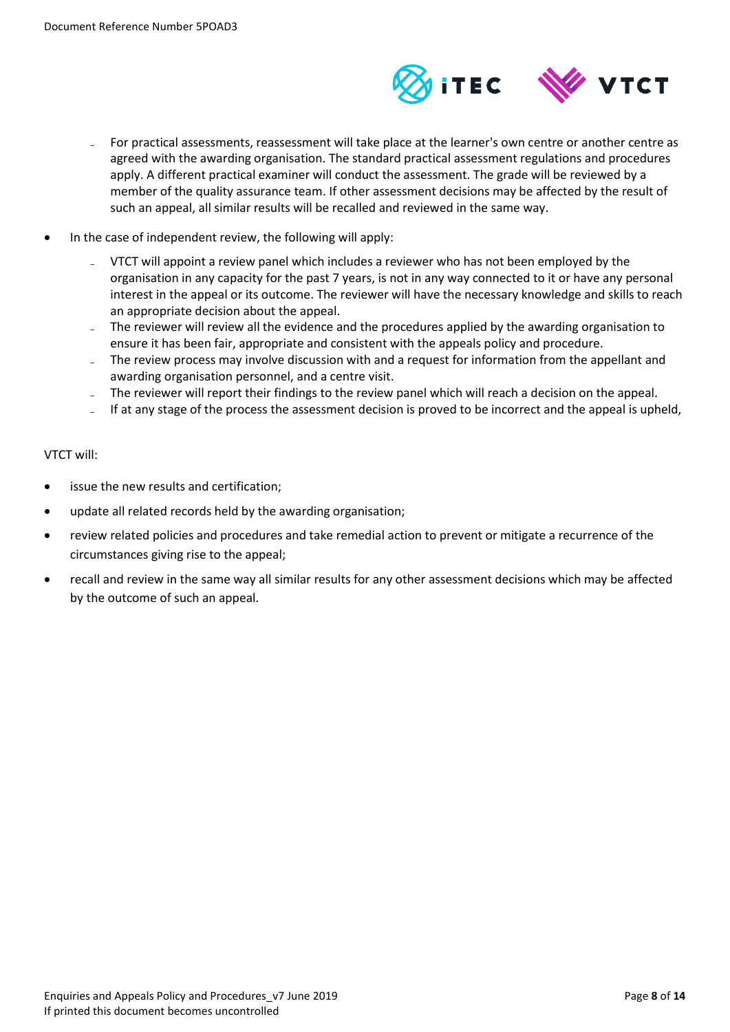- For practical assessments, reassessment will take place at the learner's own centre or another centre as agreed with the awarding organisation. The standard practical assessment regulations and procedures apply. A different practical examiner will conduct the assessment. The grade will be reviewed by a member of the quality assurance team. If other assessment decisions may be affected by the result of such an appeal, all similar results will be recalled and reviewed in the same way.

- In the case of independent review, the following will apply:
  - VTCT will appoint a review panel which includes a reviewer who has not been employed by the organisation in any capacity for the past 7 years, is not in any way connected to it or have any personal interest in the appeal or its outcome. The reviewer will have the necessary knowledge and skills to reach an appropriate decision about the appeal.
  - The reviewer will review all the evidence and the procedures applied by the awarding organisation to ensure it has been fair, appropriate and consistent with the appeals policy and procedure.
  - The review process may involve discussion with and a request for information from the appellant and awarding organisation personnel, and a centre visit.
  - The reviewer will report their findings to the review panel which will reach a decision on the appeal.
  - If at any stage of the process the assessment decision is proved to be incorrect and the appeal is upheld,

VTCT will:

- issue the new results and certification;
- update all related records held by the awarding organisation;
- review related policies and procedures and take remedial action to prevent or mitigate a recurrence of the circumstances giving rise to the appeal;
- recall and review in the same way all similar results for any other assessment decisions which may be affected by the outcome of such an appeal.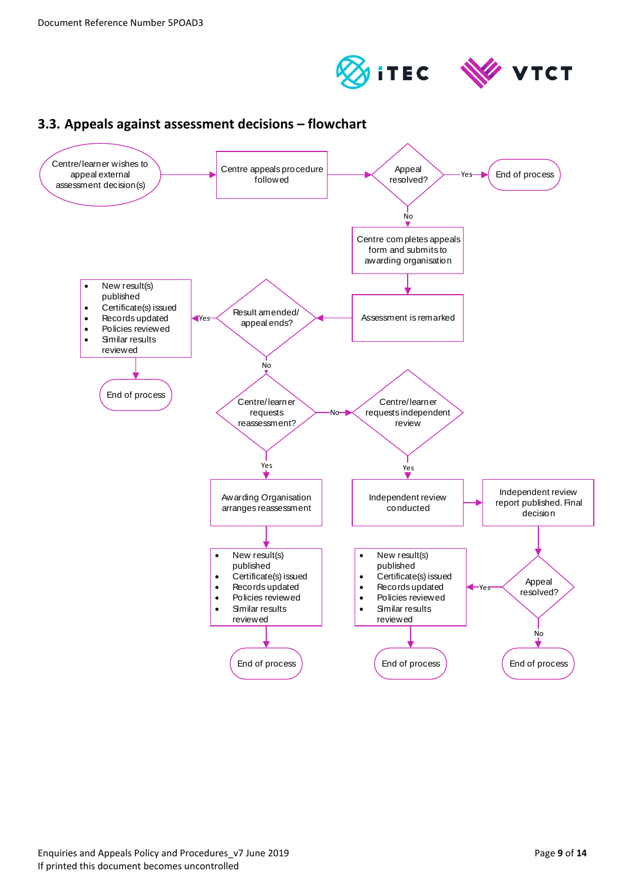## 3.3. Appeals against assessment decisions – flowchart

Centre/learner wishes to appeal external assessment decision(s)

Centre appeals procedure followed

Appeal resolved?

Yes → End of process

No → Centre completes appeals form and submits to awarding organisation

Assessment is remarked

Result amended/ appeal ends?

Yes →

- New result(s) published
- Certificate(s) issued
- Records updated
- Policies reviewed
- Similar results reviewed

End of process

No → Centre/learner requests reassessment?

Yes → Awarding Organisation arranges reassessment

- New result(s) published
- Certificate(s) issued
- Records updated
- Policies reviewed
- Similar results reviewed

End of process

No → Centre/learner requests independent review

Yes → Independent review conducted

Independent review report published. Final decision

Appeal resolved?

Yes →

- New result(s) published
- Certificate(s) issued
- Records updated
- Policies reviewed
- Similar results reviewed

End of process

No → End of process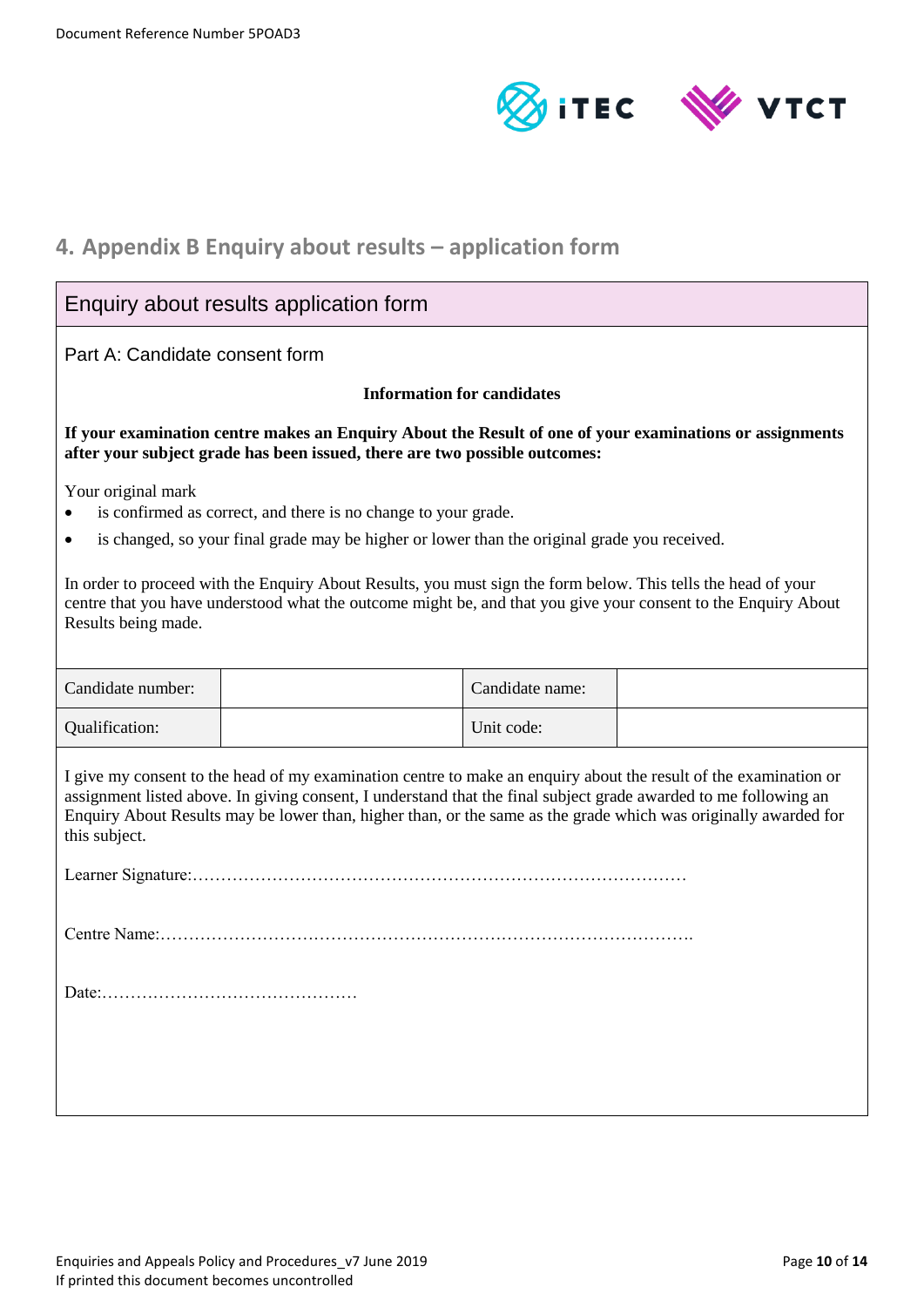## 4. Appendix B Enquiry about results – application form

### Enquiry about results application form

Part A: Candidate consent form

**Information for candidates**

**If your examination centre makes an Enquiry About the Result of one of your examinations or assignments after your subject grade has been issued, there are two possible outcomes:**

Your original mark

- is confirmed as correct, and there is no change to your grade.
- is changed, so your final grade may be higher or lower than the original grade you received.

In order to proceed with the Enquiry About Results, you must sign the form below. This tells the head of your centre that you have understood what the outcome might be, and that you give your consent to the Enquiry About Results being made.

| Candidate number: | | Candidate name: | |
|---|---|---|---|
| Qualification: | | Unit code: | |

I give my consent to the head of my examination centre to make an enquiry about the result of the examination or assignment listed above. In giving consent, I understand that the final subject grade awarded to me following an Enquiry About Results may be lower than, higher than, or the same as the grade which was originally awarded for this subject.

Learner Signature:……………………………………………………………………………

Centre Name:………………………………………………………………………………….

Date:………………………………………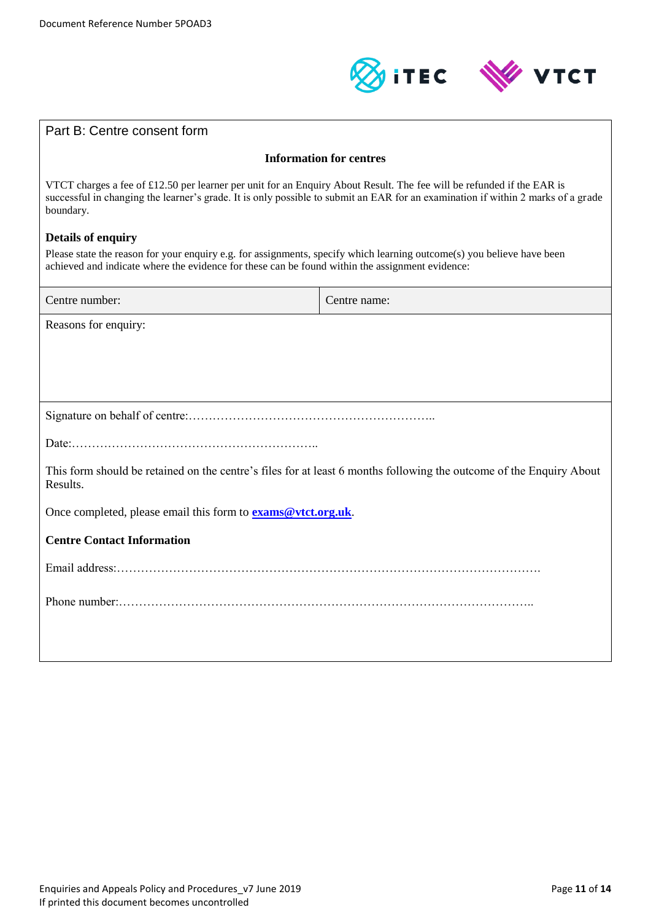## Part B: Centre consent form

**Information for centres**

VTCT charges a fee of £12.50 per learner per unit for an Enquiry About Result. The fee will be refunded if the EAR is successful in changing the learner's grade. It is only possible to submit an EAR for an examination if within 2 marks of a grade boundary.

**Details of enquiry**

Please state the reason for your enquiry e.g. for assignments, specify which learning outcome(s) you believe have been achieved and indicate where the evidence for these can be found within the assignment evidence:

| Centre number: | Centre name: |
|---|---|

Reasons for enquiry:

Signature on behalf of centre:…………………………………………………..

Date:…………………………………………………..

This form should be retained on the centre's files for at least 6 months following the outcome of the Enquiry About Results.

Once completed, please email this form to **exams@vtct.org.uk**.

**Centre Contact Information**

Email address:……………………………………………………………………………………….

Phone number:……………………………………………………………………………………..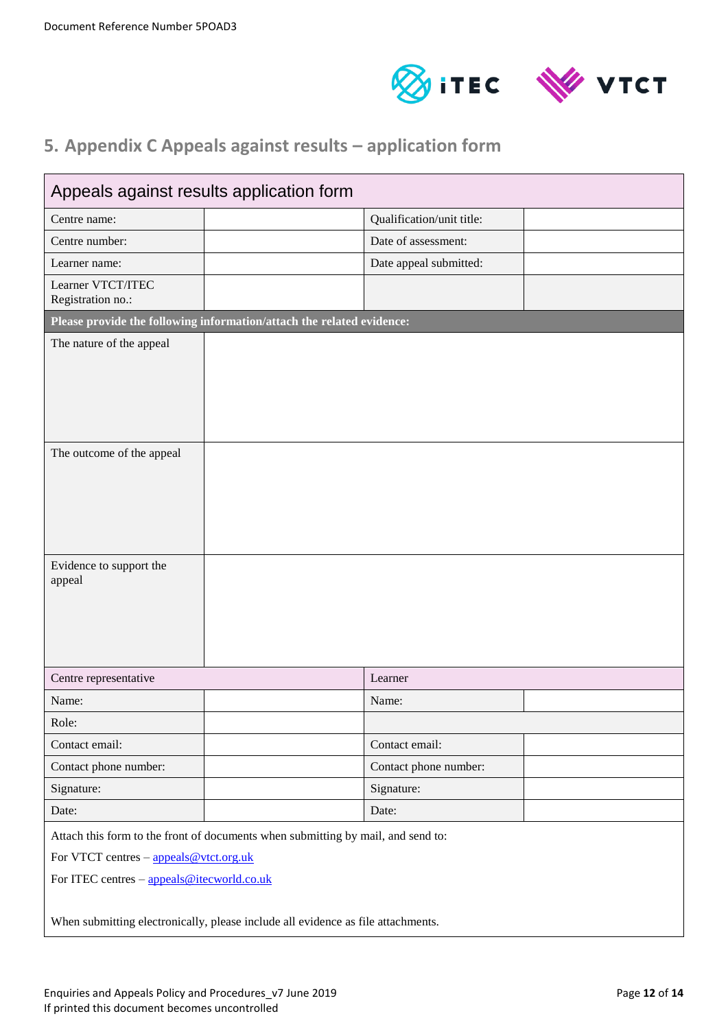## 5. Appendix C Appeals against results – application form

| Appeals against results application form | | | |
|---|---|---|---|
| Centre name: | | Qualification/unit title: | |
| Centre number: | | Date of assessment: | |
| Learner name: | | Date appeal submitted: | |
| Learner VTCT/ITEC Registration no.: | | | |
| **Please provide the following information/attach the related evidence:** | | | |
| The nature of the appeal | | | |
| The outcome of the appeal | | | |
| Evidence to support the appeal | | | |
| Centre representative | | Learner | |
| Name: | | Name: | |
| Role: | | | |
| Contact email: | | Contact email: | |
| Contact phone number: | | Contact phone number: | |
| Signature: | | Signature: | |
| Date: | | Date: | |

Attach this form to the front of documents when submitting by mail, and send to:

For VTCT centres – appeals@vtct.org.uk

For ITEC centres – appeals@itecworld.co.uk

When submitting electronically, please include all evidence as file attachments.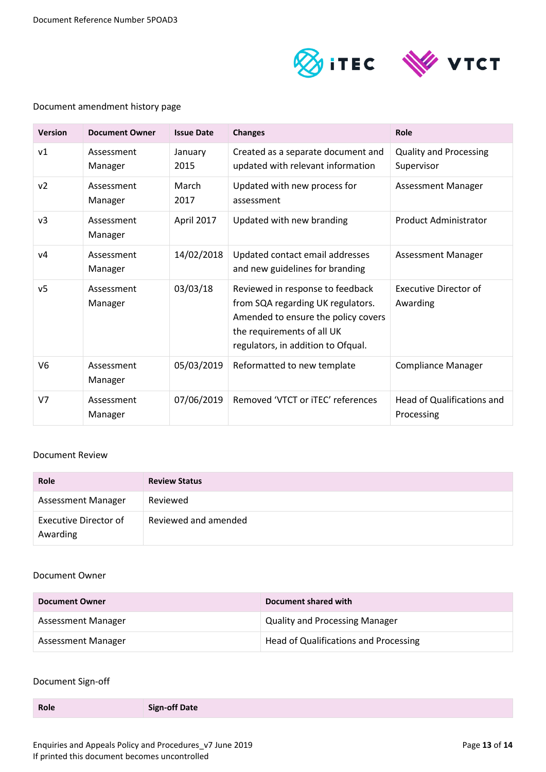Document Reference Number 5POAD3

Document amendment history page

| Version | Document Owner | Issue Date | Changes | Role |
|---|---|---|---|---|
| v1 | Assessment Manager | January 2015 | Created as a separate document and updated with relevant information | Quality and Processing Supervisor |
| v2 | Assessment Manager | March 2017 | Updated with new process for assessment | Assessment Manager |
| v3 | Assessment Manager | April 2017 | Updated with new branding | Product Administrator |
| v4 | Assessment Manager | 14/02/2018 | Updated contact email addresses and new guidelines for branding | Assessment Manager |
| v5 | Assessment Manager | 03/03/18 | Reviewed in response to feedback from SQA regarding UK regulators. Amended to ensure the policy covers the requirements of all UK regulators, in addition to Ofqual. | Executive Director of Awarding |
| V6 | Assessment Manager | 05/03/2019 | Reformatted to new template | Compliance Manager |
| V7 | Assessment Manager | 07/06/2019 | Removed 'VTCT or iTEC' references | Head of Qualifications and Processing |

Document Review

| Role | Review Status |
|---|---|
| Assessment Manager | Reviewed |
| Executive Director of Awarding | Reviewed and amended |

Document Owner

| Document Owner | Document shared with |
|---|---|
| Assessment Manager | Quality and Processing Manager |
| Assessment Manager | Head of Qualifications and Processing |

Document Sign-off

| Role | Sign-off Date |
|---|---|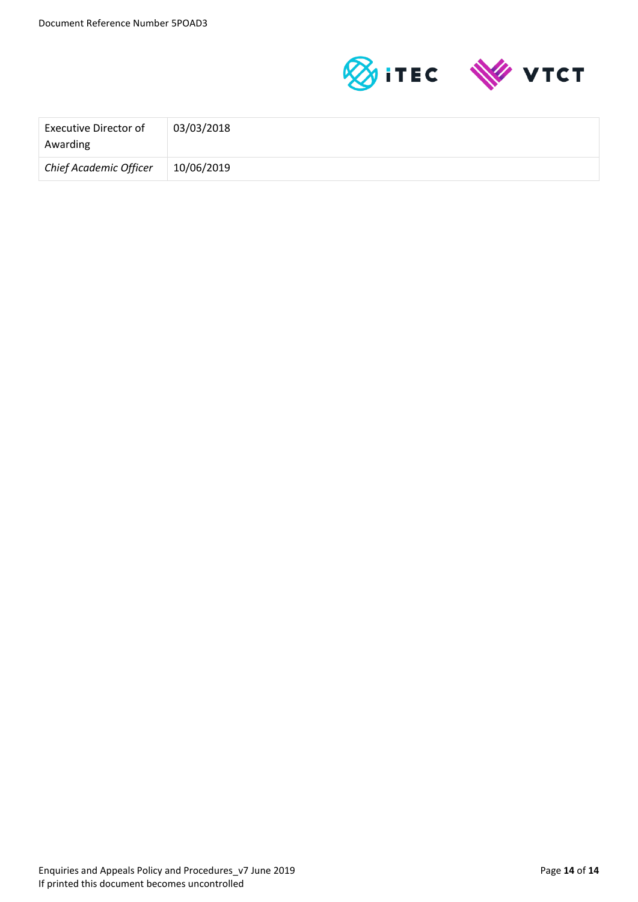| | |
|---|---|
| Executive Director of Awarding | 03/03/2018 |
| *Chief Academic Officer* | 10/06/2019 |